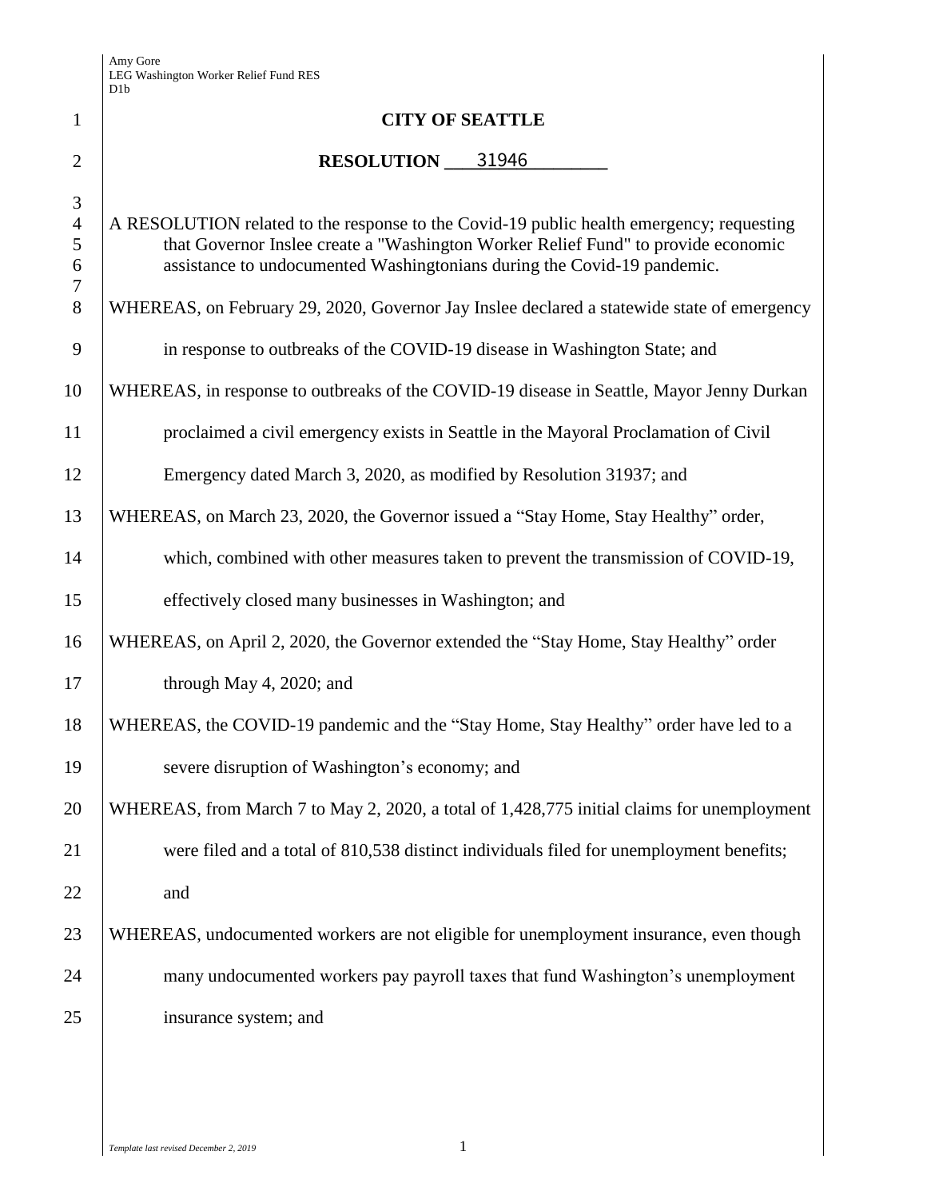# CITY OF SEATTLE

## RESOLUTION 31946

A RESOLUTION related to the response to the Covid-19 public health emergency; requesting that Governor Inslee create a "Washington Worker Relief Fund" to provide economic assistance to undocumented Washingtonians during the Covid-19 pandemic.

WHEREAS, on February 29, 2020, Governor Jay Inslee declared a statewide state of emergency in response to outbreaks of the COVID-19 disease in Washington State; and

WHEREAS, in response to outbreaks of the COVID-19 disease in Seattle, Mayor Jenny Durkan proclaimed a civil emergency exists in Seattle in the Mayoral Proclamation of Civil Emergency dated March 3, 2020, as modified by Resolution 31937; and

WHEREAS, on March 23, 2020, the Governor issued a "Stay Home, Stay Healthy" order, which, combined with other measures taken to prevent the transmission of COVID-19, effectively closed many businesses in Washington; and

WHEREAS, on April 2, 2020, the Governor extended the "Stay Home, Stay Healthy" order through May 4, 2020; and

WHEREAS, the COVID-19 pandemic and the "Stay Home, Stay Healthy" order have led to a severe disruption of Washington's economy; and

WHEREAS, from March 7 to May 2, 2020, a total of 1,428,775 initial claims for unemployment were filed and a total of 810,538 distinct individuals filed for unemployment benefits; and

WHEREAS, undocumented workers are not eligible for unemployment insurance, even though many undocumented workers pay payroll taxes that fund Washington's unemployment insurance system; and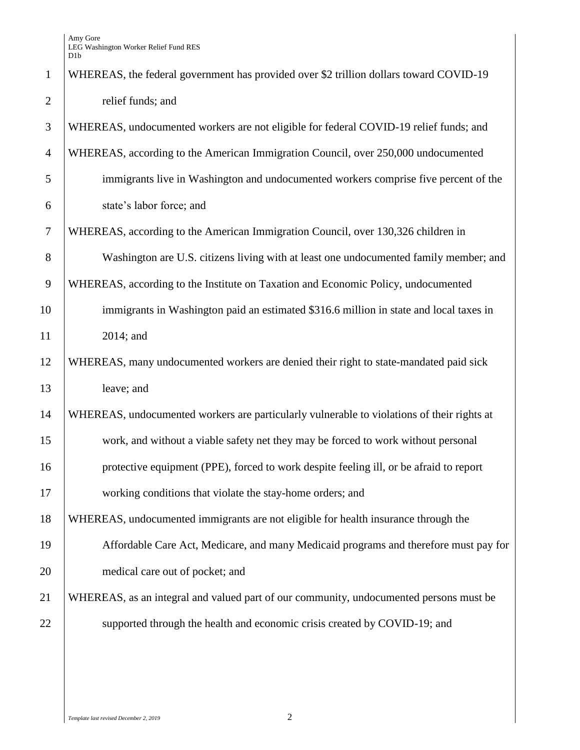WHEREAS, the federal government has provided over $2 trillion dollars toward COVID-19 relief funds; and

WHEREAS, undocumented workers are not eligible for federal COVID-19 relief funds; and

WHEREAS, according to the American Immigration Council, over 250,000 undocumented immigrants live in Washington and undocumented workers comprise five percent of the state's labor force; and

WHEREAS, according to the American Immigration Council, over 130,326 children in Washington are U.S. citizens living with at least one undocumented family member; and

WHEREAS, according to the Institute on Taxation and Economic Policy, undocumented immigrants in Washington paid an estimated $316.6 million in state and local taxes in 2014; and

WHEREAS, many undocumented workers are denied their right to state-mandated paid sick leave; and

WHEREAS, undocumented workers are particularly vulnerable to violations of their rights at work, and without a viable safety net they may be forced to work without personal protective equipment (PPE), forced to work despite feeling ill, or be afraid to report working conditions that violate the stay-home orders; and

WHEREAS, undocumented immigrants are not eligible for health insurance through the Affordable Care Act, Medicare, and many Medicaid programs and therefore must pay for medical care out of pocket; and

WHEREAS, as an integral and valued part of our community, undocumented persons must be supported through the health and economic crisis created by COVID-19; and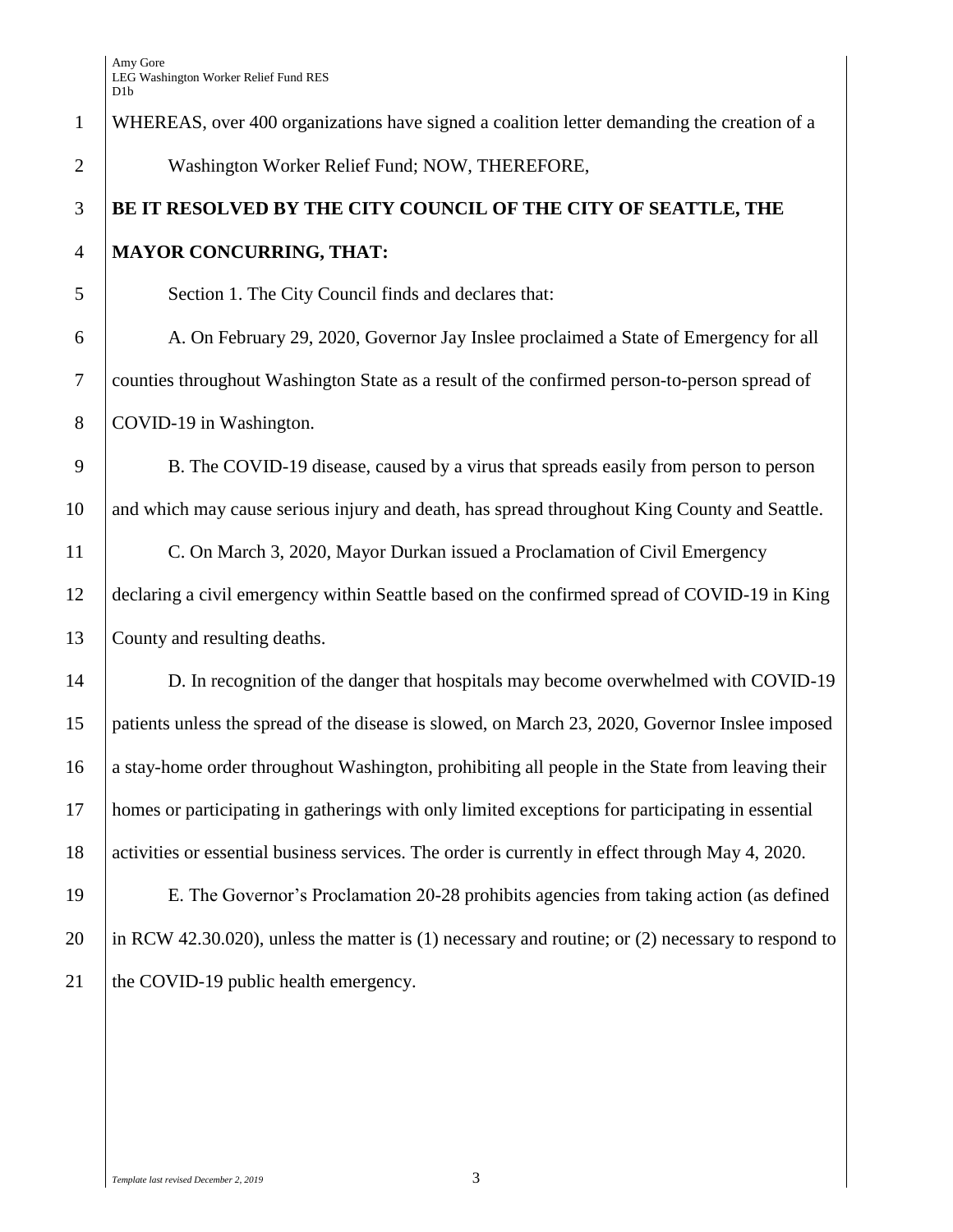WHEREAS, over 400 organizations have signed a coalition letter demanding the creation of a Washington Worker Relief Fund; NOW, THEREFORE,

**BE IT RESOLVED BY THE CITY COUNCIL OF THE CITY OF SEATTLE, THE MAYOR CONCURRING, THAT:**

Section 1. The City Council finds and declares that:

A. On February 29, 2020, Governor Jay Inslee proclaimed a State of Emergency for all counties throughout Washington State as a result of the confirmed person-to-person spread of COVID-19 in Washington.

B. The COVID-19 disease, caused by a virus that spreads easily from person to person and which may cause serious injury and death, has spread throughout King County and Seattle.

C. On March 3, 2020, Mayor Durkan issued a Proclamation of Civil Emergency declaring a civil emergency within Seattle based on the confirmed spread of COVID-19 in King County and resulting deaths.

D. In recognition of the danger that hospitals may become overwhelmed with COVID-19 patients unless the spread of the disease is slowed, on March 23, 2020, Governor Inslee imposed a stay-home order throughout Washington, prohibiting all people in the State from leaving their homes or participating in gatherings with only limited exceptions for participating in essential activities or essential business services. The order is currently in effect through May 4, 2020.

E. The Governor's Proclamation 20-28 prohibits agencies from taking action (as defined in RCW 42.30.020), unless the matter is (1) necessary and routine; or (2) necessary to respond to the COVID-19 public health emergency.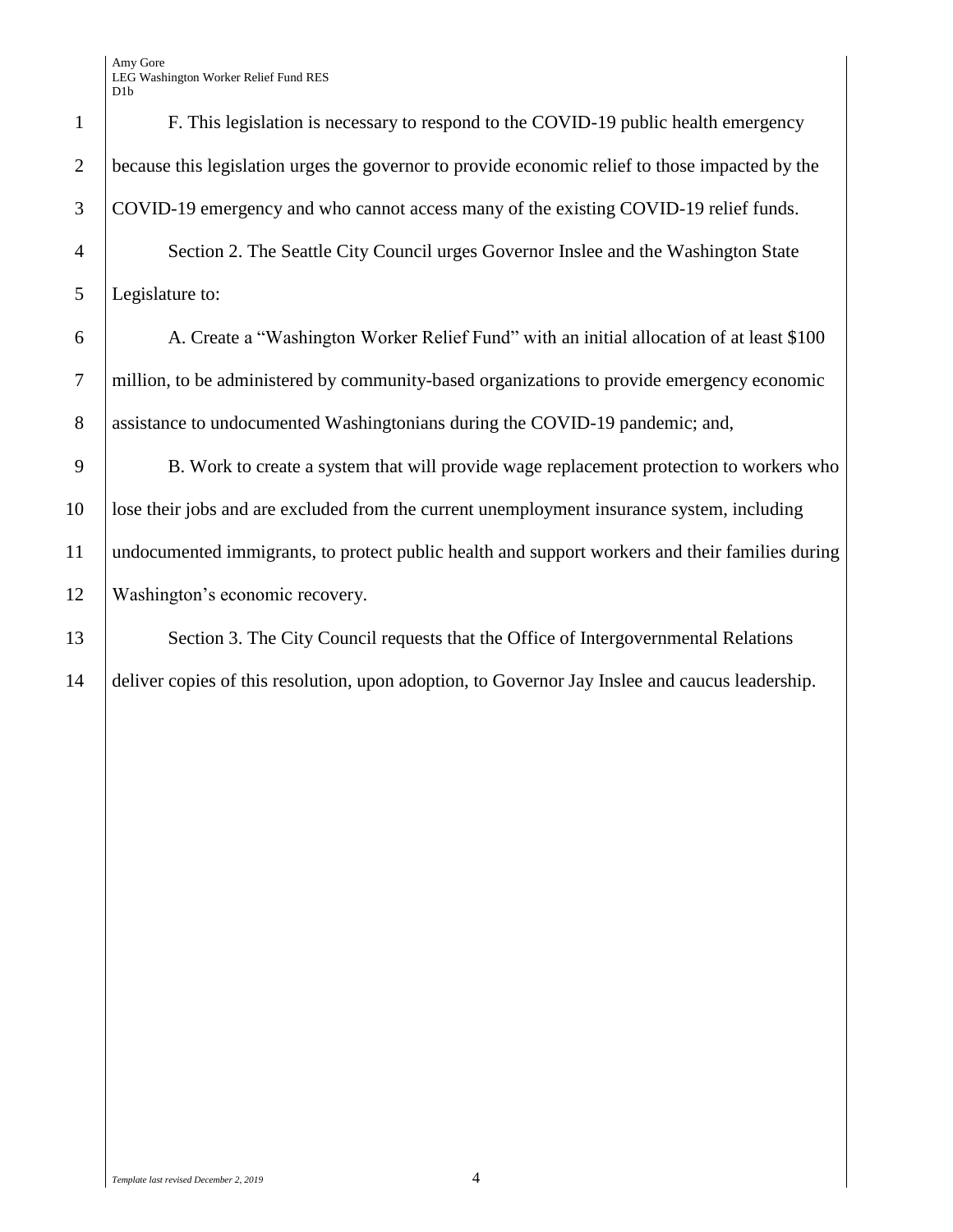F. This legislation is necessary to respond to the COVID-19 public health emergency because this legislation urges the governor to provide economic relief to those impacted by the COVID-19 emergency and who cannot access many of the existing COVID-19 relief funds.

Section 2. The Seattle City Council urges Governor Inslee and the Washington State Legislature to:

A. Create a “Washington Worker Relief Fund” with an initial allocation of at least $100 million, to be administered by community-based organizations to provide emergency economic assistance to undocumented Washingtonians during the COVID-19 pandemic; and,

B. Work to create a system that will provide wage replacement protection to workers who lose their jobs and are excluded from the current unemployment insurance system, including undocumented immigrants, to protect public health and support workers and their families during Washington’s economic recovery.

Section 3. The City Council requests that the Office of Intergovernmental Relations deliver copies of this resolution, upon adoption, to Governor Jay Inslee and caucus leadership.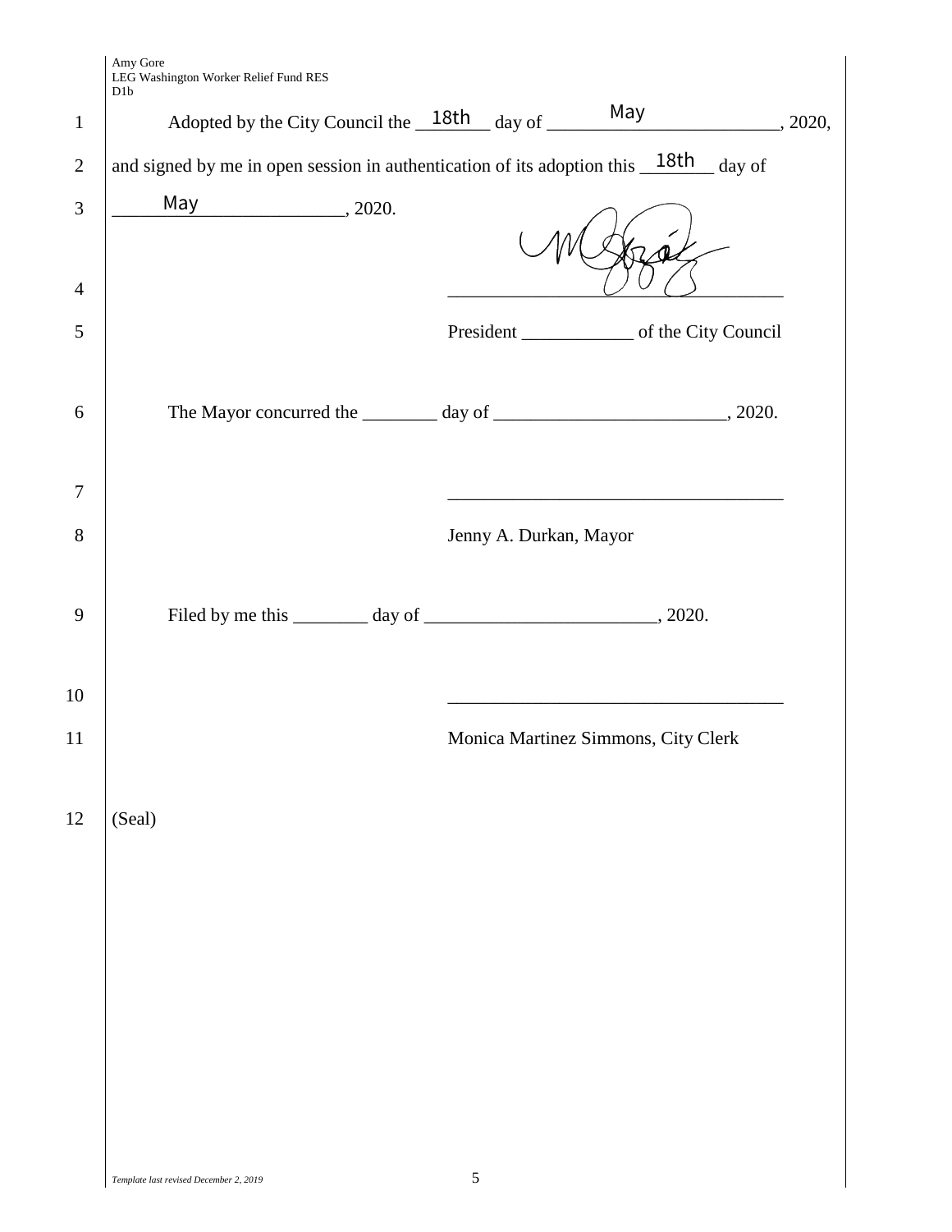Adopted by the City Council the 18th day of May, 2020, and signed by me in open session in authentication of its adoption this 18th day of May, 2020.

____________________________________

President ____________ of the City Council

The Mayor concurred the ________ day of ________________________, 2020.

____________________________________

Jenny A. Durkan, Mayor

Filed by me this ________ day of ________________________, 2020.

____________________________________

Monica Martinez Simmons, City Clerk

(Seal)